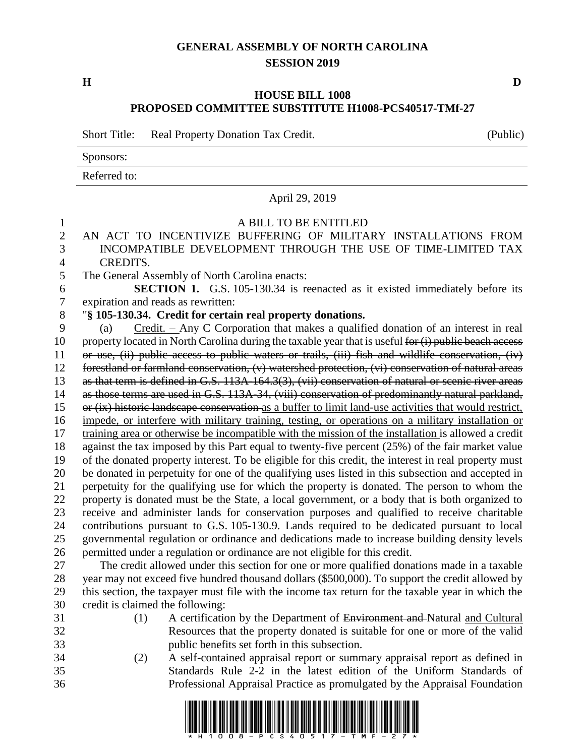# GENERAL ASSEMBLY OF NORTH CAROLINA
## SESSION 2019

**H** **D**

## HOUSE BILL 1008
## PROPOSED COMMITTEE SUBSTITUTE H1008-PCS40517-TMf-27

Short Title: Real Property Donation Tax Credit. (Public)

Sponsors:

Referred to:

April 29, 2019

A BILL TO BE ENTITLED

AN ACT TO INCENTIVIZE BUFFERING OF MILITARY INSTALLATIONS FROM INCOMPATIBLE DEVELOPMENT THROUGH THE USE OF TIME-LIMITED TAX CREDITS.

The General Assembly of North Carolina enacts:

**SECTION 1.** G.S. 105-130.34 is reenacted as it existed immediately before its expiration and reads as rewritten:

"**§ 105-130.34. Credit for certain real property donations.**

(a) Credit. – Any C Corporation that makes a qualified donation of an interest in real property located in North Carolina during the taxable year that is useful ~~for (i) public beach access or use, (ii) public access to public waters or trails, (iii) fish and wildlife conservation, (iv) forestland or farmland conservation, (v) watershed protection, (vi) conservation of natural areas as that term is defined in G.S. 113A-164.3(3), (vii) conservation of natural or scenic river areas as those terms are used in G.S. 113A-34, (viii) conservation of predominantly natural parkland, or (ix) historic landscape conservation~~ as a buffer to limit land-use activities that would restrict, impede, or interfere with military training, testing, or operations on a military installation or training area or otherwise be incompatible with the mission of the installation is allowed a credit against the tax imposed by this Part equal to twenty-five percent (25%) of the fair market value of the donated property interest. To be eligible for this credit, the interest in real property must be donated in perpetuity for one of the qualifying uses listed in this subsection and accepted in perpetuity for the qualifying use for which the property is donated. The person to whom the property is donated must be the State, a local government, or a body that is both organized to receive and administer lands for conservation purposes and qualified to receive charitable contributions pursuant to G.S. 105-130.9. Lands required to be dedicated pursuant to local governmental regulation or ordinance and dedications made to increase building density levels permitted under a regulation or ordinance are not eligible for this credit.

The credit allowed under this section for one or more qualified donations made in a taxable year may not exceed five hundred thousand dollars ($500,000). To support the credit allowed by this section, the taxpayer must file with the income tax return for the taxable year in which the credit is claimed the following:

(1) A certification by the Department of ~~Environment and~~ Natural and Cultural Resources that the property donated is suitable for one or more of the valid public benefits set forth in this subsection.

(2) A self-contained appraisal report or summary appraisal report as defined in Standards Rule 2-2 in the latest edition of the Uniform Standards of Professional Appraisal Practice as promulgated by the Appraisal Foundation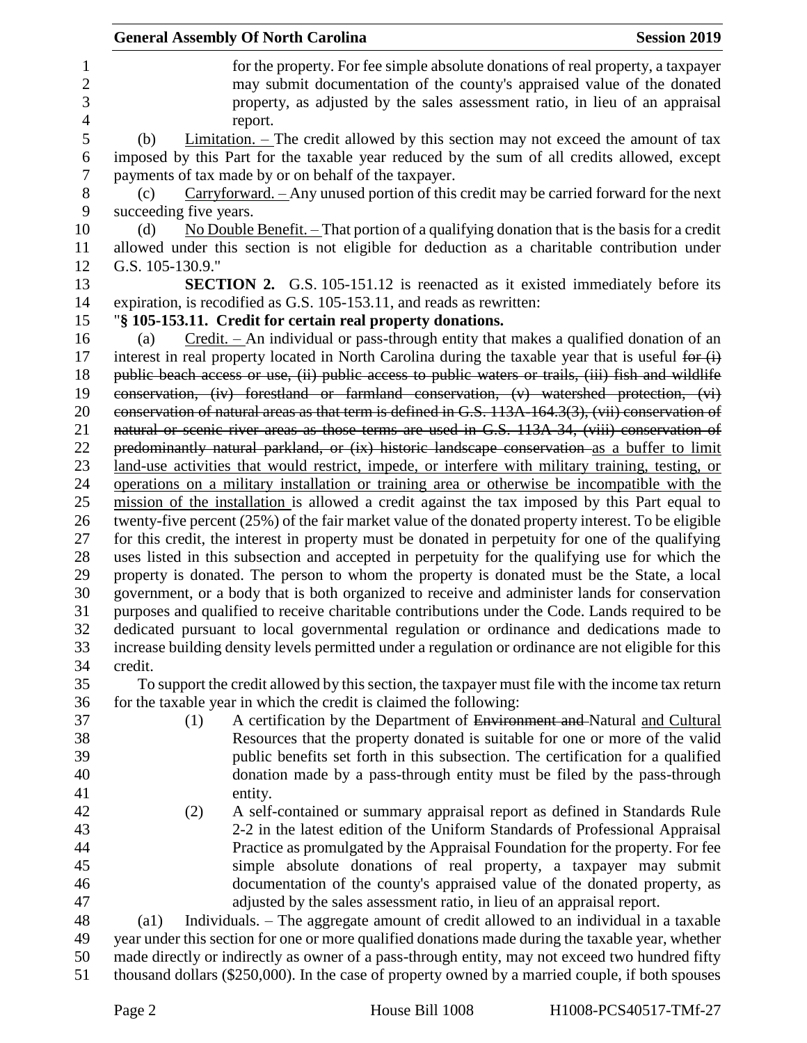for the property. For fee simple absolute donations of real property, a taxpayer may submit documentation of the county's appraised value of the donated property, as adjusted by the sales assessment ratio, in lieu of an appraisal report.

(b) Limitation. – The credit allowed by this section may not exceed the amount of tax imposed by this Part for the taxable year reduced by the sum of all credits allowed, except payments of tax made by or on behalf of the taxpayer.

(c) Carryforward. – Any unused portion of this credit may be carried forward for the next succeeding five years.

(d) No Double Benefit. – That portion of a qualifying donation that is the basis for a credit allowed under this section is not eligible for deduction as a charitable contribution under G.S. 105-130.9."

**SECTION 2.** G.S. 105-151.12 is reenacted as it existed immediately before its expiration, is recodified as G.S. 105-153.11, and reads as rewritten:

"**§ 105-153.11. Credit for certain real property donations.**

(a) Credit. – An individual or pass-through entity that makes a qualified donation of an interest in real property located in North Carolina during the taxable year that is useful ~~for (i) public beach access or use, (ii) public access to public waters or trails, (iii) fish and wildlife conservation, (iv) forestland or farmland conservation, (v) watershed protection, (vi) conservation of natural areas as that term is defined in G.S. 113A-164.3(3), (vii) conservation of natural or scenic river areas as those terms are used in G.S. 113A-34, (viii) conservation of predominantly natural parkland, or (ix) historic landscape conservation~~ as a buffer to limit land-use activities that would restrict, impede, or interfere with military training, testing, or operations on a military installation or training area or otherwise be incompatible with the mission of the installation is allowed a credit against the tax imposed by this Part equal to twenty-five percent (25%) of the fair market value of the donated property interest. To be eligible for this credit, the interest in property must be donated in perpetuity for one of the qualifying uses listed in this subsection and accepted in perpetuity for the qualifying use for which the property is donated. The person to whom the property is donated must be the State, a local government, or a body that is both organized to receive and administer lands for conservation purposes and qualified to receive charitable contributions under the Code. Lands required to be dedicated pursuant to local governmental regulation or ordinance and dedications made to increase building density levels permitted under a regulation or ordinance are not eligible for this credit.

To support the credit allowed by this section, the taxpayer must file with the income tax return for the taxable year in which the credit is claimed the following:

(1) A certification by the Department of ~~Environment and~~ Natural and Cultural Resources that the property donated is suitable for one or more of the valid public benefits set forth in this subsection. The certification for a qualified donation made by a pass-through entity must be filed by the pass-through entity.

(2) A self-contained or summary appraisal report as defined in Standards Rule 2-2 in the latest edition of the Uniform Standards of Professional Appraisal Practice as promulgated by the Appraisal Foundation for the property. For fee simple absolute donations of real property, a taxpayer may submit documentation of the county's appraised value of the donated property, as adjusted by the sales assessment ratio, in lieu of an appraisal report.

(a1) Individuals. – The aggregate amount of credit allowed to an individual in a taxable year under this section for one or more qualified donations made during the taxable year, whether made directly or indirectly as owner of a pass-through entity, may not exceed two hundred fifty thousand dollars ($250,000). In the case of property owned by a married couple, if both spouses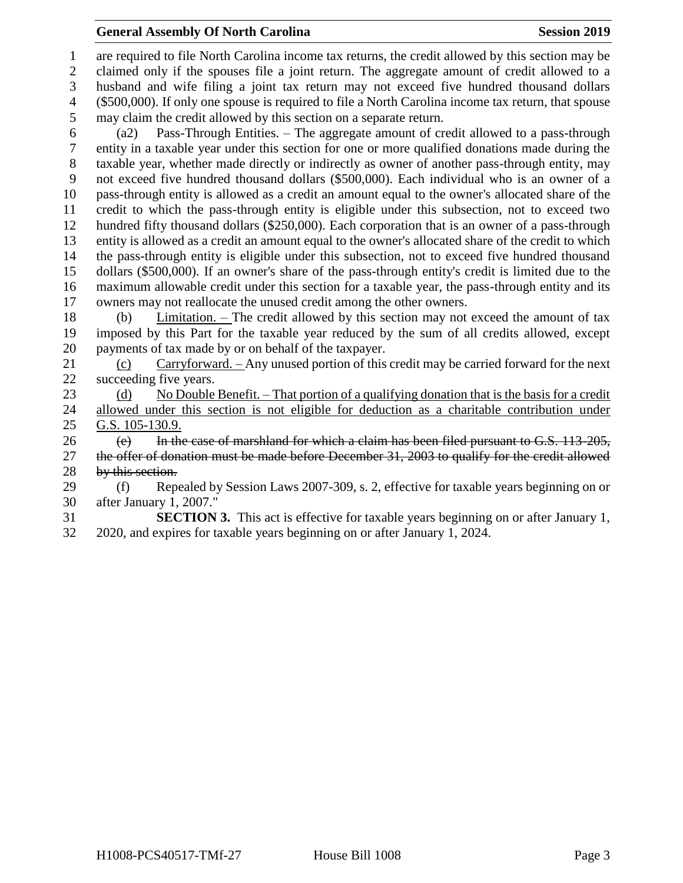are required to file North Carolina income tax returns, the credit allowed by this section may be claimed only if the spouses file a joint return. The aggregate amount of credit allowed to a husband and wife filing a joint tax return may not exceed five hundred thousand dollars ($500,000). If only one spouse is required to file a North Carolina income tax return, that spouse may claim the credit allowed by this section on a separate return.

(a2) Pass-Through Entities. – The aggregate amount of credit allowed to a pass-through entity in a taxable year under this section for one or more qualified donations made during the taxable year, whether made directly or indirectly as owner of another pass-through entity, may not exceed five hundred thousand dollars ($500,000). Each individual who is an owner of a pass-through entity is allowed as a credit an amount equal to the owner's allocated share of the credit to which the pass-through entity is eligible under this subsection, not to exceed two hundred fifty thousand dollars ($250,000). Each corporation that is an owner of a pass-through entity is allowed as a credit an amount equal to the owner's allocated share of the credit to which the pass-through entity is eligible under this subsection, not to exceed five hundred thousand dollars ($500,000). If an owner's share of the pass-through entity's credit is limited due to the maximum allowable credit under this section for a taxable year, the pass-through entity and its owners may not reallocate the unused credit among the other owners.

(b) Limitation. – The credit allowed by this section may not exceed the amount of tax imposed by this Part for the taxable year reduced by the sum of all credits allowed, except payments of tax made by or on behalf of the taxpayer.

(c) Carryforward. – Any unused portion of this credit may be carried forward for the next succeeding five years.

(d) No Double Benefit. – That portion of a qualifying donation that is the basis for a credit allowed under this section is not eligible for deduction as a charitable contribution under G.S. 105-130.9.

~~(e) In the case of marshland for which a claim has been filed pursuant to G.S. 113-205, the offer of donation must be made before December 31, 2003 to qualify for the credit allowed by this section.~~

(f) Repealed by Session Laws 2007-309, s. 2, effective for taxable years beginning on or after January 1, 2007."

**SECTION 3.** This act is effective for taxable years beginning on or after January 1, 2020, and expires for taxable years beginning on or after January 1, 2024.